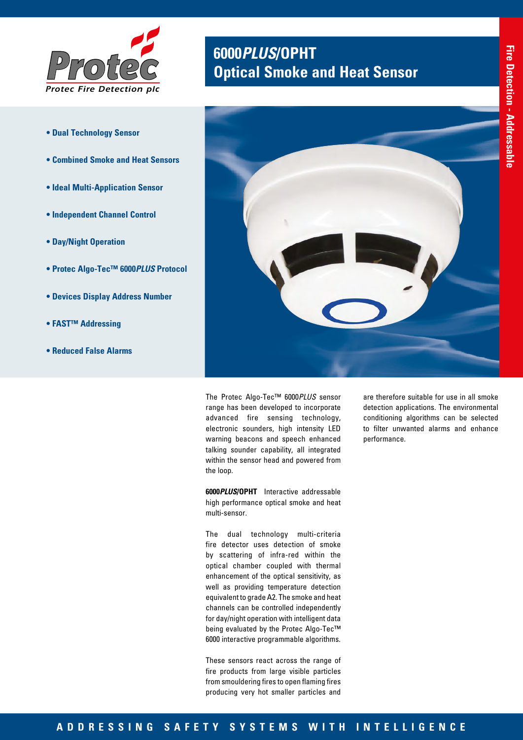Protec Fire Detection plc

# 6000*PLUS*/OPHT Optical Smoke and Heat Sensor

Fire Detection - Addressable

- **Dual Technology Sensor**
- **Combined Smoke and Heat Sensors**
- **Ideal Multi-Application Sensor**
- **Independent Channel Control**
- **Day/Night Operation**
- **Protec Algo-Tec™ 6000*PLUS* Protocol**
- **Devices Display Address Number**
- **FAST™ Addressing**
- **Reduced False Alarms**

The Protec Algo-Tec™ 6000*PLUS* sensor range has been developed to incorporate advanced fire sensing technology, electronic sounders, high intensity LED warning beacons and speech enhanced talking sounder capability, all integrated within the sensor head and powered from the loop.

**6000*PLUS*/OPHT** Interactive addressable high performance optical smoke and heat multi-sensor.

The dual technology multi-criteria fire detector uses detection of smoke by scattering of infra-red within the optical chamber coupled with thermal enhancement of the optical sensitivity, as well as providing temperature detection equivalent to grade A2. The smoke and heat channels can be controlled independently for day/night operation with intelligent data being evaluated by the Protec Algo-Tec™ 6000 interactive programmable algorithms.

These sensors react across the range of fire products from large visible particles from smouldering fires to open flaming fires producing very hot smaller particles and are therefore suitable for use in all smoke detection applications. The environmental conditioning algorithms can be selected to filter unwanted alarms and enhance performance.

ADDRESSING SAFETY SYSTEMS WITH INTELLIGENCE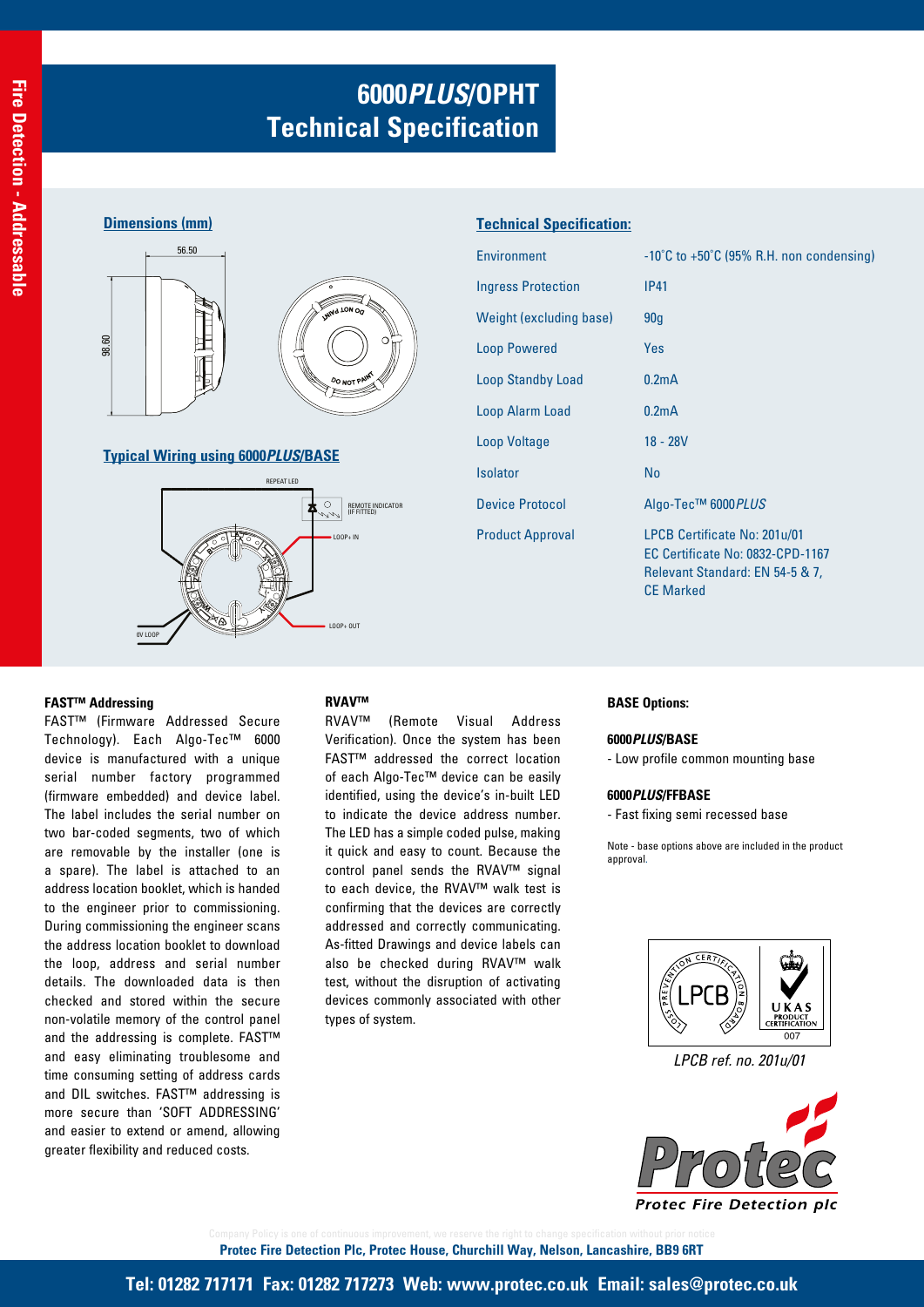# 6000*PLUS*/OPHT Technical Specification

## Dimensions (mm)

56.50

98.60

DO NOT PAINT

DO NOT PAINT

## Typical Wiring using 6000*PLUS*/BASE

REPEAT LED

REMOTE INDICATOR (IF FITTED)

LOOP+ IN

LOOP+ OUT

0V LOOP

## Technical Specification:

| | |
|---|---|
| Environment | -10˚C to +50˚C (95% R.H. non condensing) |
| Ingress Protection | IP41 |
| Weight (excluding base) | 90g |
| Loop Powered | Yes |
| Loop Standby Load | 0.2mA |
| Loop Alarm Load | 0.2mA |
| Loop Voltage | 18 - 28V |
| Isolator | No |
| Device Protocol | Algo-Tec™ 6000*PLUS* |
| Product Approval | LPCB Certificate No: 201u/01<br>EC Certificate No: 0832-CPD-1167<br>Relevant Standard: EN 54-5 & 7,<br>CE Marked |

**FAST™ Addressing**

FAST™ (Firmware Addressed Secure Technology). Each Algo-Tec™ 6000 device is manufactured with a unique serial number factory programmed (firmware embedded) and device label. The label includes the serial number on two bar-coded segments, two of which are removable by the installer (one is a spare). The label is attached to an address location booklet, which is handed to the engineer prior to commissioning. During commissioning the engineer scans the address location booklet to download the loop, address and serial number details. The downloaded data is then checked and stored within the secure non-volatile memory of the control panel and the addressing is complete. FAST™ and easy eliminating troublesome and time consuming setting of address cards and DIL switches. FAST™ addressing is more secure than 'SOFT ADDRESSING' and easier to extend or amend, allowing greater flexibility and reduced costs.

**RVAV™**

RVAV™ (Remote Visual Address Verification). Once the system has been FAST™ addressed the correct location of each Algo-Tec™ device can be easily identified, using the device's in-built LED to indicate the device address number. The LED has a simple coded pulse, making it quick and easy to count. Because the control panel sends the RVAV™ signal to each device, the RVAV™ walk test is confirming that the devices are correctly addressed and correctly communicating. As-fitted Drawings and device labels can also be checked during RVAV™ walk test, without the disruption of activating devices commonly associated with other types of system.

**BASE Options:**

**6000*PLUS*/BASE**

- Low profile common mounting base

**6000*PLUS*/FFBASE**

- Fast fixing semi recessed base

Note - base options above are included in the product approval.

LPCB ref. no. 201u/01

Company Policy is one of continuous improvement, we reserve the right to change specification without prior notice

**Protec Fire Detection Plc, Protec House, Churchill Way, Nelson, Lancashire, BB9 6RT**

**Tel: 01282 717171 Fax: 01282 717273 Web: www.protec.co.uk Email: sales@protec.co.uk**